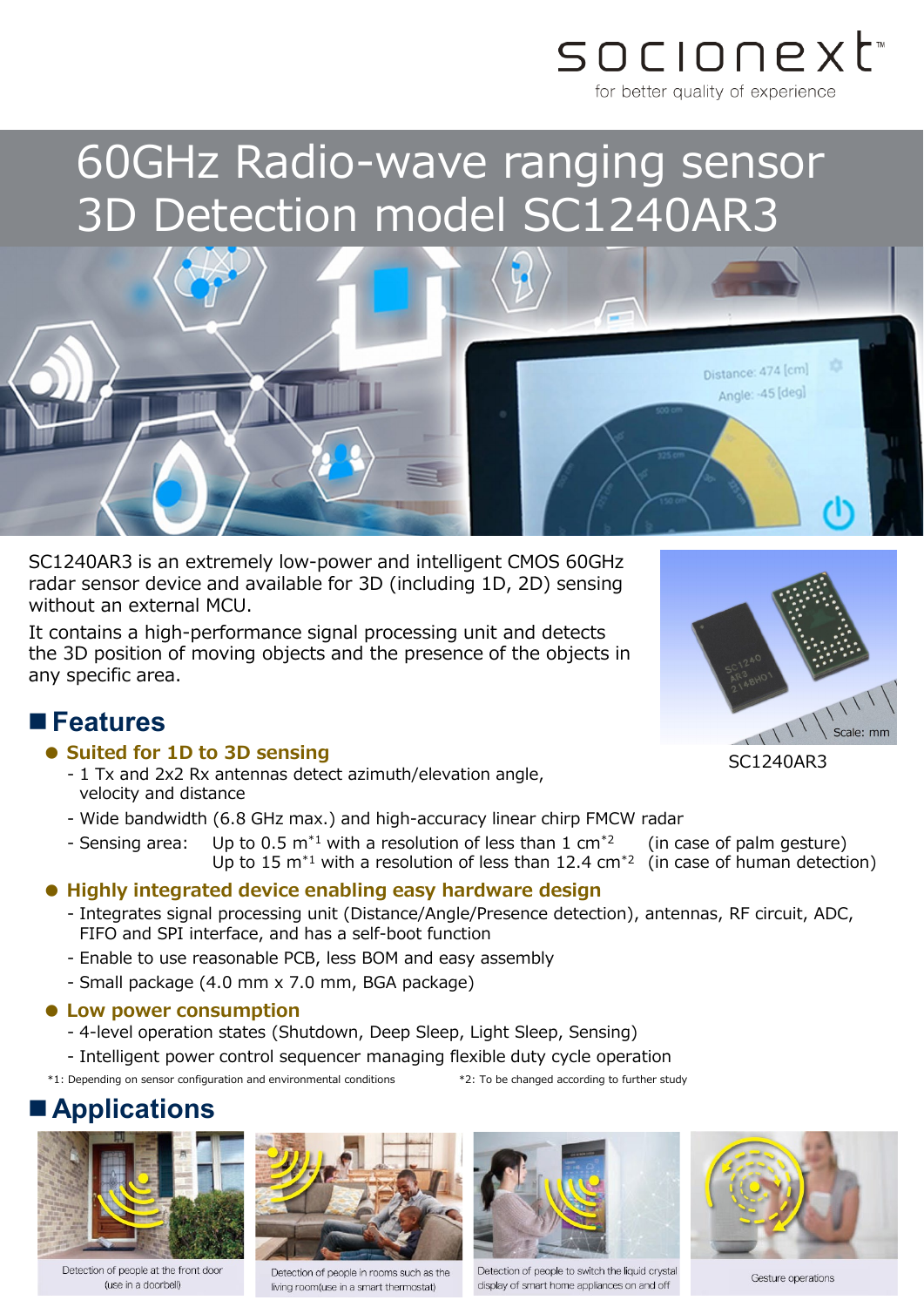socionext

for better quality of experience

# 60GHz Radio-wave ranging sensor 3D Detection model SC1240AR3

SC1240AR3 is an extremely low-power and intelligent CMOS 60GHz radar sensor device and available for 3D (including 1D, 2D) sensing without an external MCU.

It contains a high-performance signal processing unit and detects the 3D position of moving objects and the presence of the objects in any specific area.

SC1240AR3

## Features

- **Suited for 1D to 3D sensing**
  - 1 Tx and 2x2 Rx antennas detect azimuth/elevation angle, velocity and distance
  - Wide bandwidth (6.8 GHz max.) and high-accuracy linear chirp FMCW radar
  - Sensing area: Up to 0.5 $m^{*1}$ with a resolution of less than 1 $cm^{*2}$ (in case of palm gesture)
    Up to 15 $m^{*1}$ with a resolution of less than 12.4 $cm^{*2}$ (in case of human detection)
- **Highly integrated device enabling easy hardware design**
  - Integrates signal processing unit (Distance/Angle/Presence detection), antennas, RF circuit, ADC, FIFO and SPI interface, and has a self-boot function
  - Enable to use reasonable PCB, less BOM and easy assembly
  - Small package (4.0 mm x 7.0 mm, BGA package)
- **Low power consumption**
  - 4-level operation states (Shutdown, Deep Sleep, Light Sleep, Sensing)
  - Intelligent power control sequencer managing flexible duty cycle operation

*1: Depending on sensor configuration and environmental conditions *2: To be changed according to further study

## Applications

Detection of people at the front door (use in a doorbell)

Detection of people in rooms such as the living room(use in a smart thermostat)

Detection of people to switch the liquid crystal display of smart home appliances on and off

Gesture operations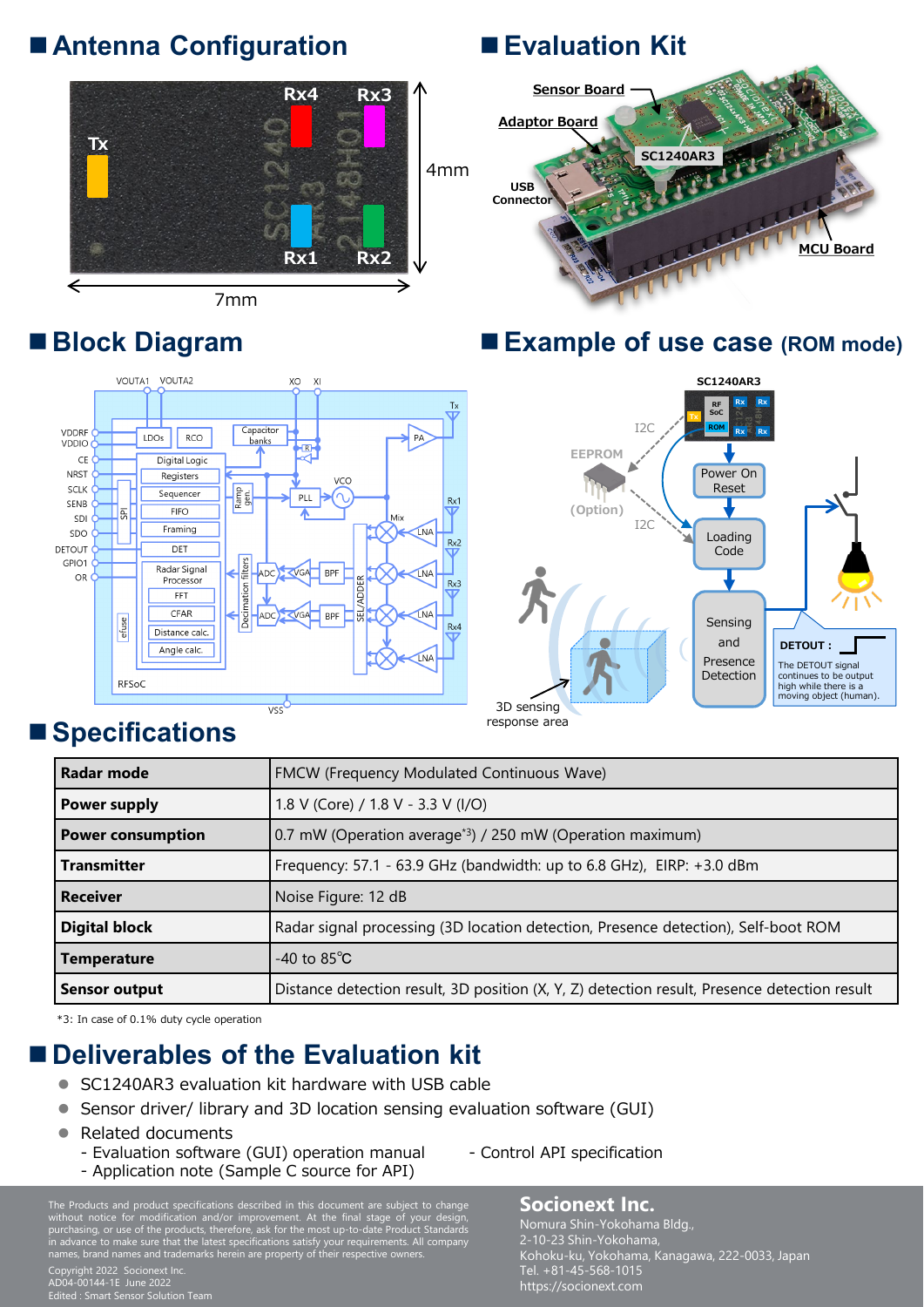## Antenna Configuration

Rx4
Rx3
Tx
Rx1
Rx2
4mm
7mm

## Evaluation Kit

Sensor Board
Adaptor Board
SC1240AR3
USB Connector
MCU Board

## Block Diagram

VOUTA1 VOUTA2 XO XI
VDDRF
VDDIO
CE
NRST
SCLK
SENB
SDI
SDO
DETOUT
GPIO1
OR
LDOs
RCO
Capacitor banks
Digital Logic
Registers
Sequencer
FIFO
Framing
DET
Radar Signal Processor
FFT
CFAR
Distance calc.
Angle calc.
SPI
efuse
Ramp gen.
PLL
VCO
Decimation filters
ADC
VGA
BPF
SEL/ADDER
Mix
LNA
PA
Tx
Rx1
Rx2
Rx3
Rx4
RFSoC
VSS

## Example of use case (ROM mode)

SC1240AR3
RF SoC
ROM
Tx
Rx
EEPROM
(Option)
I2C
Power On Reset
Loading Code
Sensing and Presence Detection
DETOUT :
The DETOUT signal continues to be output high while there is a moving object (human).
3D sensing response area

## Specifications

| | |
|---|---|
| **Radar mode** | FMCW (Frequency Modulated Continuous Wave) |
| **Power supply** | 1.8 V (Core) / 1.8 V - 3.3 V (I/O) |
| **Power consumption** | 0.7 mW (Operation average*3) / 250 mW (Operation maximum) |
| **Transmitter** | Frequency: 57.1 - 63.9 GHz (bandwidth: up to 6.8 GHz), EIRP: +3.0 dBm |
| **Receiver** | Noise Figure: 12 dB |
| **Digital block** | Radar signal processing (3D location detection, Presence detection), Self-boot ROM |
| **Temperature** | -40 to 85℃ |
| **Sensor output** | Distance detection result, 3D position (X, Y, Z) detection result, Presence detection result |

*3: In case of 0.1% duty cycle operation

## Deliverables of the Evaluation kit

- SC1240AR3 evaluation kit hardware with USB cable
- Sensor driver/ library and 3D location sensing evaluation software (GUI)
- Related documents
  - Evaluation software (GUI) operation manual
  - Application note (Sample C source for API)
  - Control API specification

The Products and product specifications described in this document are subject to change without notice for modification and/or improvement. At the final stage of your design, purchasing, or use of the products, therefore, ask for the most up-to-date Product Standards in advance to make sure that the latest specifications satisfy your requirements. All company names, brand names and trademarks herein are property of their respective owners.

Copyright 2022 Socionext Inc.
AD04-00144-1E June 2022
Edited : Smart Sensor Solution Team

**Socionext Inc.**
Nomura Shin-Yokohama Bldg.,
2-10-23 Shin-Yokohama,
Kohoku-ku, Yokohama, Kanagawa, 222-0033, Japan
Tel. +81-45-568-1015
https://socionext.com